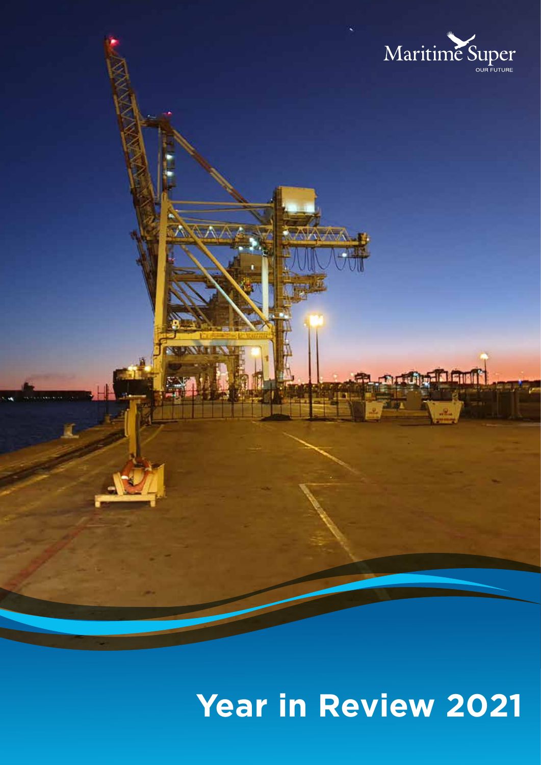Maritime Super

OUR FUTURE

# Year in Review 2021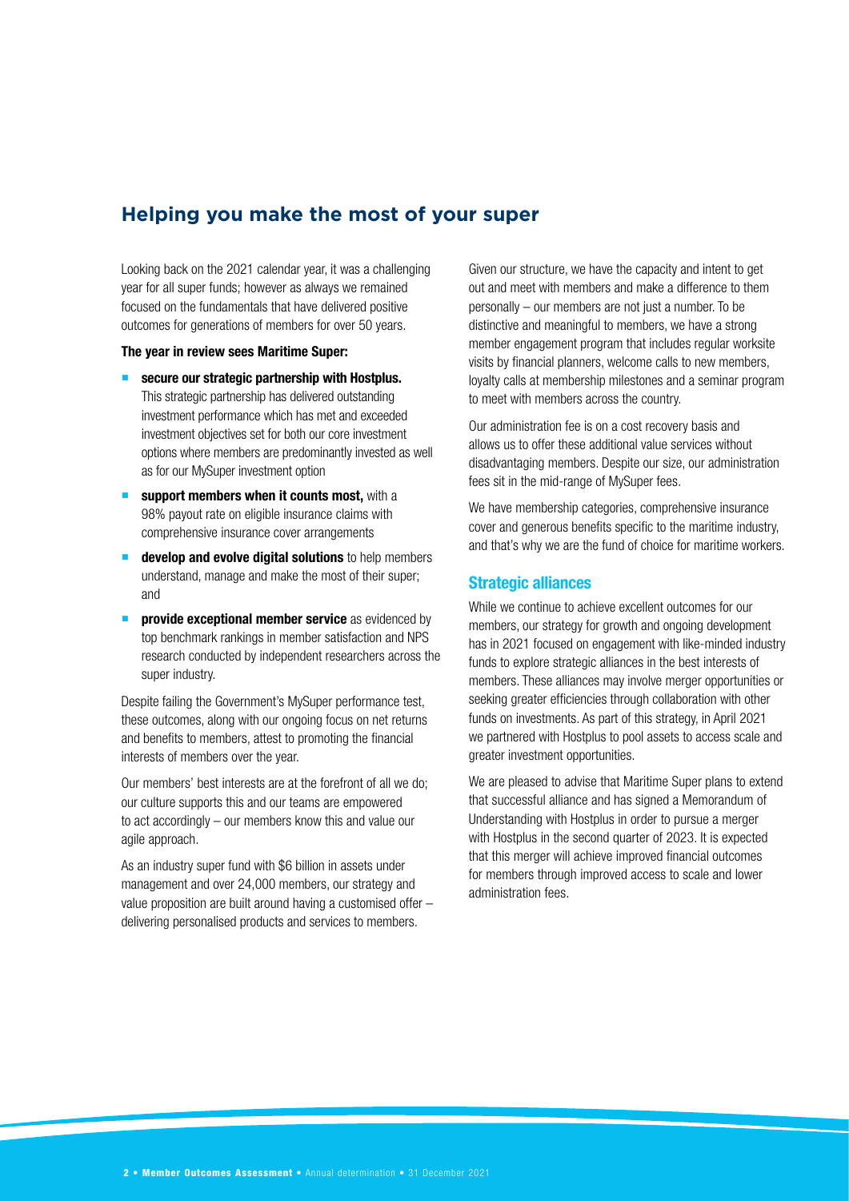## Helping you make the most of your super

Looking back on the 2021 calendar year, it was a challenging year for all super funds; however as always we remained focused on the fundamentals that have delivered positive outcomes for generations of members for over 50 years.

**The year in review sees Maritime Super:**

- **secure our strategic partnership with Hostplus.** This strategic partnership has delivered outstanding investment performance which has met and exceeded investment objectives set for both our core investment options where members are predominantly invested as well as for our MySuper investment option
- **support members when it counts most,** with a 98% payout rate on eligible insurance claims with comprehensive insurance cover arrangements
- **develop and evolve digital solutions** to help members understand, manage and make the most of their super; and
- **provide exceptional member service** as evidenced by top benchmark rankings in member satisfaction and NPS research conducted by independent researchers across the super industry.

Despite failing the Government's MySuper performance test, these outcomes, along with our ongoing focus on net returns and benefits to members, attest to promoting the financial interests of members over the year.

Our members' best interests are at the forefront of all we do; our culture supports this and our teams are empowered to act accordingly – our members know this and value our agile approach.

As an industry super fund with $6 billion in assets under management and over 24,000 members, our strategy and value proposition are built around having a customised offer – delivering personalised products and services to members.

Given our structure, we have the capacity and intent to get out and meet with members and make a difference to them personally – our members are not just a number. To be distinctive and meaningful to members, we have a strong member engagement program that includes regular worksite visits by financial planners, welcome calls to new members, loyalty calls at membership milestones and a seminar program to meet with members across the country.

Our administration fee is on a cost recovery basis and allows us to offer these additional value services without disadvantaging members. Despite our size, our administration fees sit in the mid-range of MySuper fees.

We have membership categories, comprehensive insurance cover and generous benefits specific to the maritime industry, and that's why we are the fund of choice for maritime workers.

### Strategic alliances

While we continue to achieve excellent outcomes for our members, our strategy for growth and ongoing development has in 2021 focused on engagement with like-minded industry funds to explore strategic alliances in the best interests of members. These alliances may involve merger opportunities or seeking greater efficiencies through collaboration with other funds on investments. As part of this strategy, in April 2021 we partnered with Hostplus to pool assets to access scale and greater investment opportunities.

We are pleased to advise that Maritime Super plans to extend that successful alliance and has signed a Memorandum of Understanding with Hostplus in order to pursue a merger with Hostplus in the second quarter of 2023. It is expected that this merger will achieve improved financial outcomes for members through improved access to scale and lower administration fees.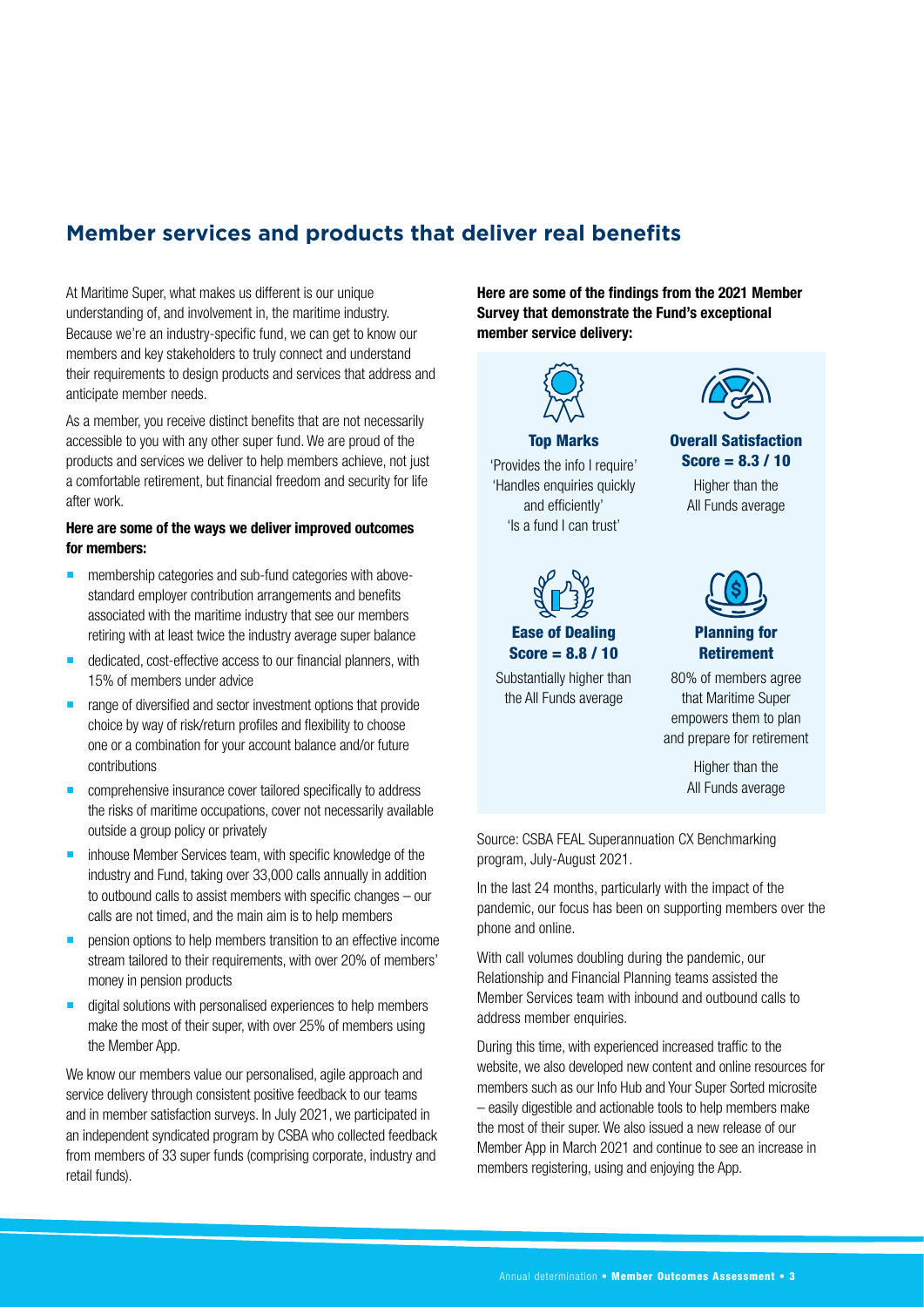## Member services and products that deliver real benefits

At Maritime Super, what makes us different is our unique understanding of, and involvement in, the maritime industry. Because we're an industry-specific fund, we can get to know our members and key stakeholders to truly connect and understand their requirements to design products and services that address and anticipate member needs.

As a member, you receive distinct benefits that are not necessarily accessible to you with any other super fund. We are proud of the products and services we deliver to help members achieve, not just a comfortable retirement, but financial freedom and security for life after work.

**Here are some of the ways we deliver improved outcomes for members:**

- membership categories and sub-fund categories with above-standard employer contribution arrangements and benefits associated with the maritime industry that see our members retiring with at least twice the industry average super balance
- dedicated, cost-effective access to our financial planners, with 15% of members under advice
- range of diversified and sector investment options that provide choice by way of risk/return profiles and flexibility to choose one or a combination for your account balance and/or future contributions
- comprehensive insurance cover tailored specifically to address the risks of maritime occupations, cover not necessarily available outside a group policy or privately
- inhouse Member Services team, with specific knowledge of the industry and Fund, taking over 33,000 calls annually in addition to outbound calls to assist members with specific changes – our calls are not timed, and the main aim is to help members
- pension options to help members transition to an effective income stream tailored to their requirements, with over 20% of members' money in pension products
- digital solutions with personalised experiences to help members make the most of their super, with over 25% of members using the Member App.

We know our members value our personalised, agile approach and service delivery through consistent positive feedback to our teams and in member satisfaction surveys. In July 2021, we participated in an independent syndicated program by CSBA who collected feedback from members of 33 super funds (comprising corporate, industry and retail funds).

**Here are some of the findings from the 2021 Member Survey that demonstrate the Fund's exceptional member service delivery:**

**Top Marks**

'Provides the info I require'
'Handles enquiries quickly and efficiently'
'Is a fund I can trust'

**Overall Satisfaction Score = 8.3 / 10**

Higher than the All Funds average

**Ease of Dealing Score = 8.8 / 10**

Substantially higher than the All Funds average

**Planning for Retirement**

80% of members agree that Maritime Super empowers them to plan and prepare for retirement

Higher than the All Funds average

Source: CSBA FEAL Superannuation CX Benchmarking program, July-August 2021.

In the last 24 months, particularly with the impact of the pandemic, our focus has been on supporting members over the phone and online.

With call volumes doubling during the pandemic, our Relationship and Financial Planning teams assisted the Member Services team with inbound and outbound calls to address member enquiries.

During this time, with experienced increased traffic to the website, we also developed new content and online resources for members such as our Info Hub and Your Super Sorted microsite – easily digestible and actionable tools to help members make the most of their super. We also issued a new release of our Member App in March 2021 and continue to see an increase in members registering, using and enjoying the App.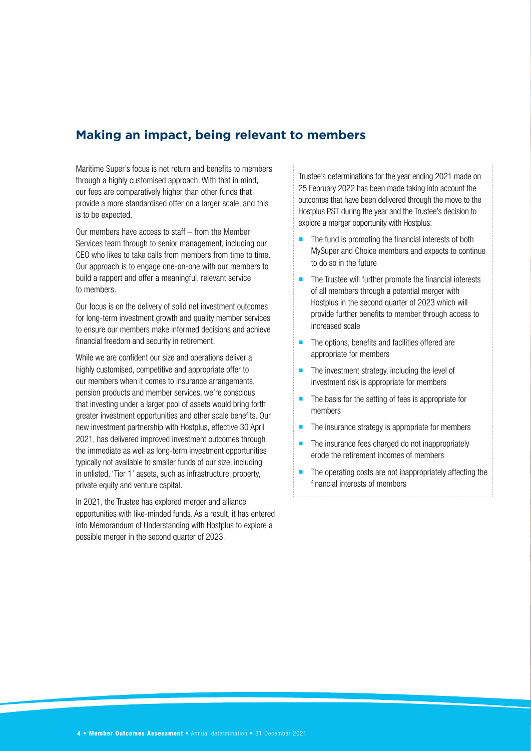## Making an impact, being relevant to members

Maritime Super's focus is net return and benefits to members through a highly customised approach. With that in mind, our fees are comparatively higher than other funds that provide a more standardised offer on a larger scale, and this is to be expected.

Our members have access to staff – from the Member Services team through to senior management, including our CEO who likes to take calls from members from time to time. Our approach is to engage one-on-one with our members to build a rapport and offer a meaningful, relevant service to members.

Our focus is on the delivery of solid net investment outcomes for long-term investment growth and quality member services to ensure our members make informed decisions and achieve financial freedom and security in retirement.

While we are confident our size and operations deliver a highly customised, competitive and appropriate offer to our members when it comes to insurance arrangements, pension products and member services, we're conscious that investing under a larger pool of assets would bring forth greater investment opportunities and other scale benefits. Our new investment partnership with Hostplus, effective 30 April 2021, has delivered improved investment outcomes through the immediate as well as long-term investment opportunities typically not available to smaller funds of our size, including in unlisted, 'Tier 1' assets, such as infrastructure, property, private equity and venture capital.

In 2021, the Trustee has explored merger and alliance opportunities with like-minded funds. As a result, it has entered into Memorandum of Understanding with Hostplus to explore a possible merger in the second quarter of 2023.

Trustee's determinations for the year ending 2021 made on 25 February 2022 has been made taking into account the outcomes that have been delivered through the move to the Hostplus PST during the year and the Trustee's decision to explore a merger opportunity with Hostplus:

- The fund is promoting the financial interests of both MySuper and Choice members and expects to continue to do so in the future
- The Trustee will further promote the financial interests of all members through a potential merger with Hostplus in the second quarter of 2023 which will provide further benefits to member through access to increased scale
- The options, benefits and facilities offered are appropriate for members
- The investment strategy, including the level of investment risk is appropriate for members
- The basis for the setting of fees is appropriate for members
- The insurance strategy is appropriate for members
- The insurance fees charged do not inappropriately erode the retirement incomes of members
- The operating costs are not inappropriately affecting the financial interests of members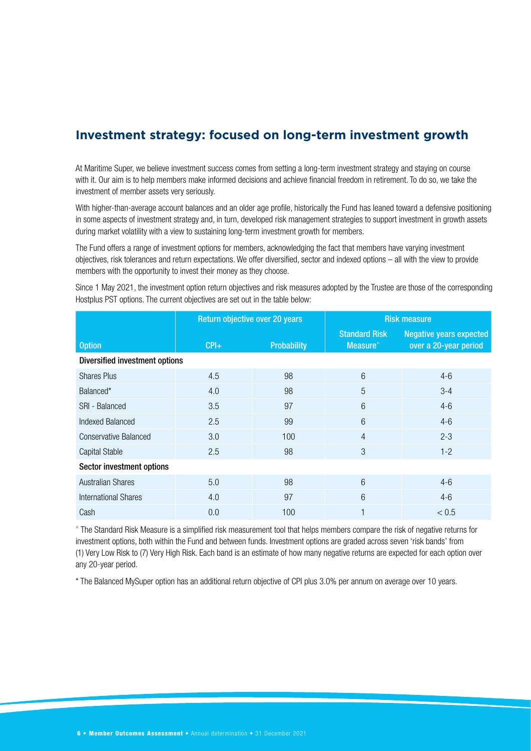## Investment strategy: focused on long-term investment growth

At Maritime Super, we believe investment success comes from setting a long-term investment strategy and staying on course with it. Our aim is to help members make informed decisions and achieve financial freedom in retirement. To do so, we take the investment of member assets very seriously.

With higher-than-average account balances and an older age profile, historically the Fund has leaned toward a defensive positioning in some aspects of investment strategy and, in turn, developed risk management strategies to support investment in growth assets during market volatility with a view to sustaining long-term investment growth for members.

The Fund offers a range of investment options for members, acknowledging the fact that members have varying investment objectives, risk tolerances and return expectations. We offer diversified, sector and indexed options – all with the view to provide members with the opportunity to invest their money as they choose.

Since 1 May 2021, the investment option return objectives and risk measures adopted by the Trustee are those of the corresponding Hostplus PST options. The current objectives are set out in the table below:

| | Return objective over 20 years | | Risk measure | |
|---|---|---|---|---|
| Option | CPI+ | Probability | Standard Risk Measure^ | Negative years expected over a 20-year period |
| **Diversified investment options** | | | | |
| Shares Plus | 4.5 | 98 | 6 | 4-6 |
| Balanced* | 4.0 | 98 | 5 | 3-4 |
| SRI - Balanced | 3.5 | 97 | 6 | 4-6 |
| Indexed Balanced | 2.5 | 99 | 6 | 4-6 |
| Conservative Balanced | 3.0 | 100 | 4 | 2-3 |
| Capital Stable | 2.5 | 98 | 3 | 1-2 |
| **Sector investment options** | | | | |
| Australian Shares | 5.0 | 98 | 6 | 4-6 |
| International Shares | 4.0 | 97 | 6 | 4-6 |
| Cash | 0.0 | 100 | 1 | < 0.5 |

^ The Standard Risk Measure is a simplified risk measurement tool that helps members compare the risk of negative returns for investment options, both within the Fund and between funds. Investment options are graded across seven 'risk bands' from (1) Very Low Risk to (7) Very High Risk. Each band is an estimate of how many negative returns are expected for each option over any 20-year period.

* The Balanced MySuper option has an additional return objective of CPI plus 3.0% per annum on average over 10 years.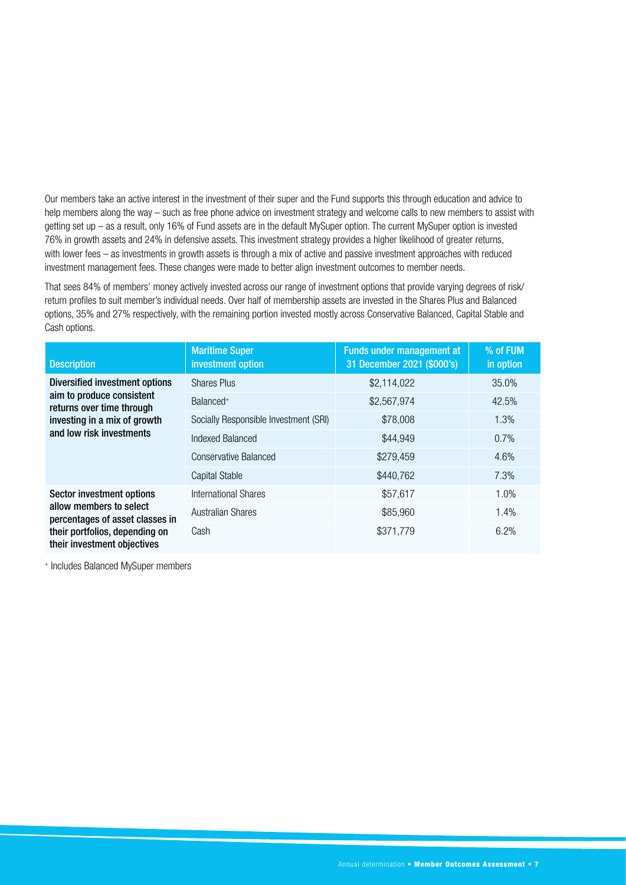Our members take an active interest in the investment of their super and the Fund supports this through education and advice to help members along the way – such as free phone advice on investment strategy and welcome calls to new members to assist with getting set up – as a result, only 16% of Fund assets are in the default MySuper option. The current MySuper option is invested 76% in growth assets and 24% in defensive assets. This investment strategy provides a higher likelihood of greater returns, with lower fees – as investments in growth assets is through a mix of active and passive investment approaches with reduced investment management fees. These changes were made to better align investment outcomes to member needs.

That sees 84% of members' money actively invested across our range of investment options that provide varying degrees of risk/return profiles to suit member's individual needs. Over half of membership assets are invested in the Shares Plus and Balanced options, 35% and 27% respectively, with the remaining portion invested mostly across Conservative Balanced, Capital Stable and Cash options.

| Description | Maritime Super investment option | Funds under management at 31 December 2021 ($000's) | % of FUM in option |
|---|---|---|---|
| **Diversified investment options aim to produce consistent returns over time through investing in a mix of growth and low risk investments** | Shares Plus | $2,114,022 | 35.0% |
| | Balanced+ | $2,567,974 | 42.5% |
| | Socially Responsible Investment (SRI) | $78,008 | 1.3% |
| | Indexed Balanced | $44,949 | 0.7% |
| | Conservative Balanced | $279,459 | 4.6% |
| | Capital Stable | $440,762 | 7.3% |
| **Sector investment options allow members to select percentages of asset classes in their portfolios, depending on their investment objectives** | International Shares | $57,617 | 1.0% |
| | Australian Shares | $85,960 | 1.4% |
| | Cash | $371,779 | 6.2% |

+ Includes Balanced MySuper members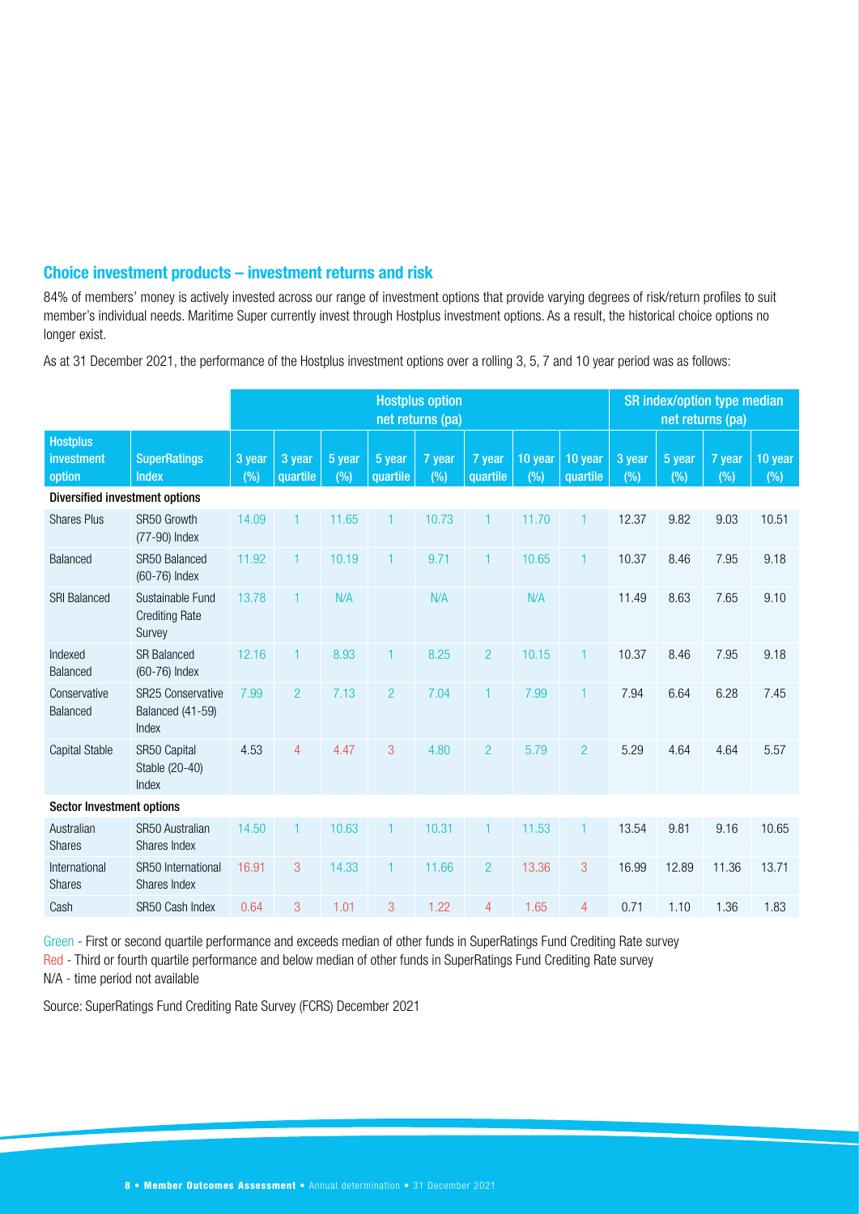## Choice investment products – investment returns and risk

84% of members' money is actively invested across our range of investment options that provide varying degrees of risk/return profiles to suit member's individual needs. Maritime Super currently invest through Hostplus investment options. As a result, the historical choice options no longer exist.

As at 31 December 2021, the performance of the Hostplus investment options over a rolling 3, 5, 7 and 10 year period was as follows:

| | | Hostplus option net returns (pa) | | | | | | | | SR index/option type median net returns (pa) | | | |
|---|---|---|---|---|---|---|---|---|---|---|---|---|---|
| **Hostplus investment option** | **SuperRatings Index** | **3 year (%)** | **3 year quartile** | **5 year (%)** | **5 year quartile** | **7 year (%)** | **7 year quartile** | **10 year (%)** | **10 year quartile** | **3 year (%)** | **5 year (%)** | **7 year (%)** | **10 year (%)** |
| **Diversified investment options** | | | | | | | | | | | | | |
| Shares Plus | SR50 Growth (77-90) Index | 14.09 | 1 | 11.65 | 1 | 10.73 | 1 | 11.70 | 1 | 12.37 | 9.82 | 9.03 | 10.51 |
| Balanced | SR50 Balanced (60-76) Index | 11.92 | 1 | 10.19 | 1 | 9.71 | 1 | 10.65 | 1 | 10.37 | 8.46 | 7.95 | 9.18 |
| SRI Balanced | Sustainable Fund Crediting Rate Survey | 13.78 | 1 | N/A | | N/A | | N/A | | 11.49 | 8.63 | 7.65 | 9.10 |
| Indexed Balanced | SR Balanced (60-76) Index | 12.16 | 1 | 8.93 | 1 | 8.25 | 2 | 10.15 | 1 | 10.37 | 8.46 | 7.95 | 9.18 |
| Conservative Balanced | SR25 Conservative Balanced (41-59) Index | 7.99 | 2 | 7.13 | 2 | 7.04 | 1 | 7.99 | 1 | 7.94 | 6.64 | 6.28 | 7.45 |
| Capital Stable | SR50 Capital Stable (20-40) Index | 4.53 | 4 | 4.47 | 3 | 4.80 | 2 | 5.79 | 2 | 5.29 | 4.64 | 4.64 | 5.57 |
| **Sector Investment options** | | | | | | | | | | | | | |
| Australian Shares | SR50 Australian Shares Index | 14.50 | 1 | 10.63 | 1 | 10.31 | 1 | 11.53 | 1 | 13.54 | 9.81 | 9.16 | 10.65 |
| International Shares | SR50 International Shares Index | 16.91 | 3 | 14.33 | 1 | 11.66 | 2 | 13.36 | 3 | 16.99 | 12.89 | 11.36 | 13.71 |
| Cash | SR50 Cash Index | 0.64 | 3 | 1.01 | 3 | 1.22 | 4 | 1.65 | 4 | 0.71 | 1.10 | 1.36 | 1.83 |

Green - First or second quartile performance and exceeds median of other funds in SuperRatings Fund Crediting Rate survey

Red - Third or fourth quartile performance and below median of other funds in SuperRatings Fund Crediting Rate survey

N/A - time period not available

Source: SuperRatings Fund Crediting Rate Survey (FCRS) December 2021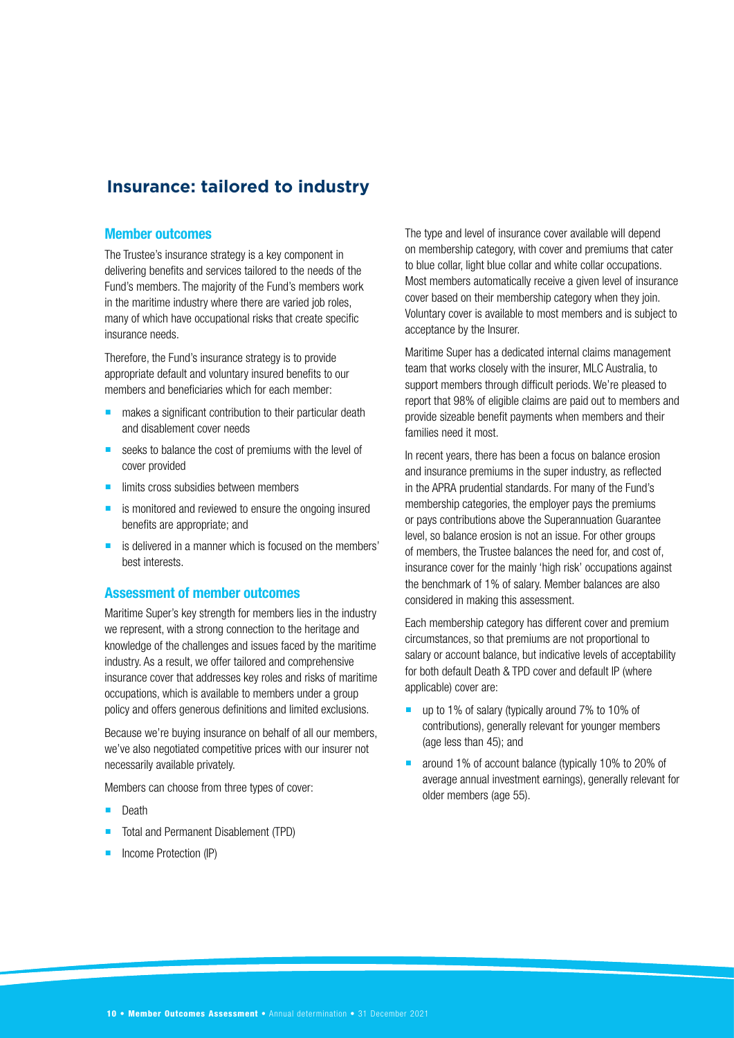# Insurance: tailored to industry

## Member outcomes

The Trustee's insurance strategy is a key component in delivering benefits and services tailored to the needs of the Fund's members. The majority of the Fund's members work in the maritime industry where there are varied job roles, many of which have occupational risks that create specific insurance needs.

Therefore, the Fund's insurance strategy is to provide appropriate default and voluntary insured benefits to our members and beneficiaries which for each member:

- makes a significant contribution to their particular death and disablement cover needs
- seeks to balance the cost of premiums with the level of cover provided
- limits cross subsidies between members
- is monitored and reviewed to ensure the ongoing insured benefits are appropriate; and
- is delivered in a manner which is focused on the members' best interests.

## Assessment of member outcomes

Maritime Super's key strength for members lies in the industry we represent, with a strong connection to the heritage and knowledge of the challenges and issues faced by the maritime industry. As a result, we offer tailored and comprehensive insurance cover that addresses key roles and risks of maritime occupations, which is available to members under a group policy and offers generous definitions and limited exclusions.

Because we're buying insurance on behalf of all our members, we've also negotiated competitive prices with our insurer not necessarily available privately.

Members can choose from three types of cover:

- Death
- Total and Permanent Disablement (TPD)
- Income Protection (IP)

The type and level of insurance cover available will depend on membership category, with cover and premiums that cater to blue collar, light blue collar and white collar occupations. Most members automatically receive a given level of insurance cover based on their membership category when they join. Voluntary cover is available to most members and is subject to acceptance by the Insurer.

Maritime Super has a dedicated internal claims management team that works closely with the insurer, MLC Australia, to support members through difficult periods. We're pleased to report that 98% of eligible claims are paid out to members and provide sizeable benefit payments when members and their families need it most.

In recent years, there has been a focus on balance erosion and insurance premiums in the super industry, as reflected in the APRA prudential standards. For many of the Fund's membership categories, the employer pays the premiums or pays contributions above the Superannuation Guarantee level, so balance erosion is not an issue. For other groups of members, the Trustee balances the need for, and cost of, insurance cover for the mainly 'high risk' occupations against the benchmark of 1% of salary. Member balances are also considered in making this assessment.

Each membership category has different cover and premium circumstances, so that premiums are not proportional to salary or account balance, but indicative levels of acceptability for both default Death & TPD cover and default IP (where applicable) cover are:

- up to 1% of salary (typically around 7% to 10% of contributions), generally relevant for younger members (age less than 45); and
- around 1% of account balance (typically 10% to 20% of average annual investment earnings), generally relevant for older members (age 55).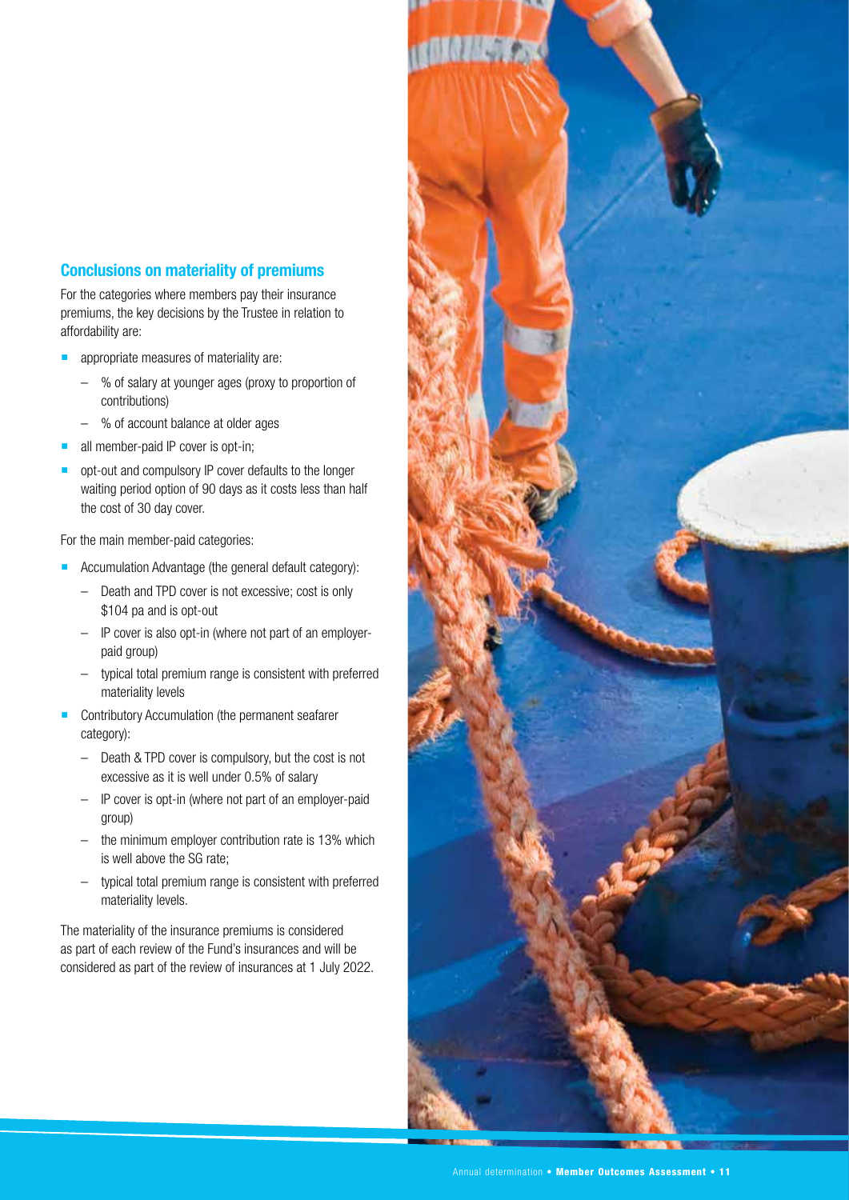## Conclusions on materiality of premiums

For the categories where members pay their insurance premiums, the key decisions by the Trustee in relation to affordability are:

- appropriate measures of materiality are:
  - % of salary at younger ages (proxy to proportion of contributions)
  - % of account balance at older ages
- all member-paid IP cover is opt-in;
- opt-out and compulsory IP cover defaults to the longer waiting period option of 90 days as it costs less than half the cost of 30 day cover.

For the main member-paid categories:

- Accumulation Advantage (the general default category):
  - Death and TPD cover is not excessive; cost is only $104 pa and is opt-out
  - IP cover is also opt-in (where not part of an employer-paid group)
  - typical total premium range is consistent with preferred materiality levels
- Contributory Accumulation (the permanent seafarer category):
  - Death & TPD cover is compulsory, but the cost is not excessive as it is well under 0.5% of salary
  - IP cover is opt-in (where not part of an employer-paid group)
  - the minimum employer contribution rate is 13% which is well above the SG rate;
  - typical total premium range is consistent with preferred materiality levels.

The materiality of the insurance premiums is considered as part of each review of the Fund's insurances and will be considered as part of the review of insurances at 1 July 2022.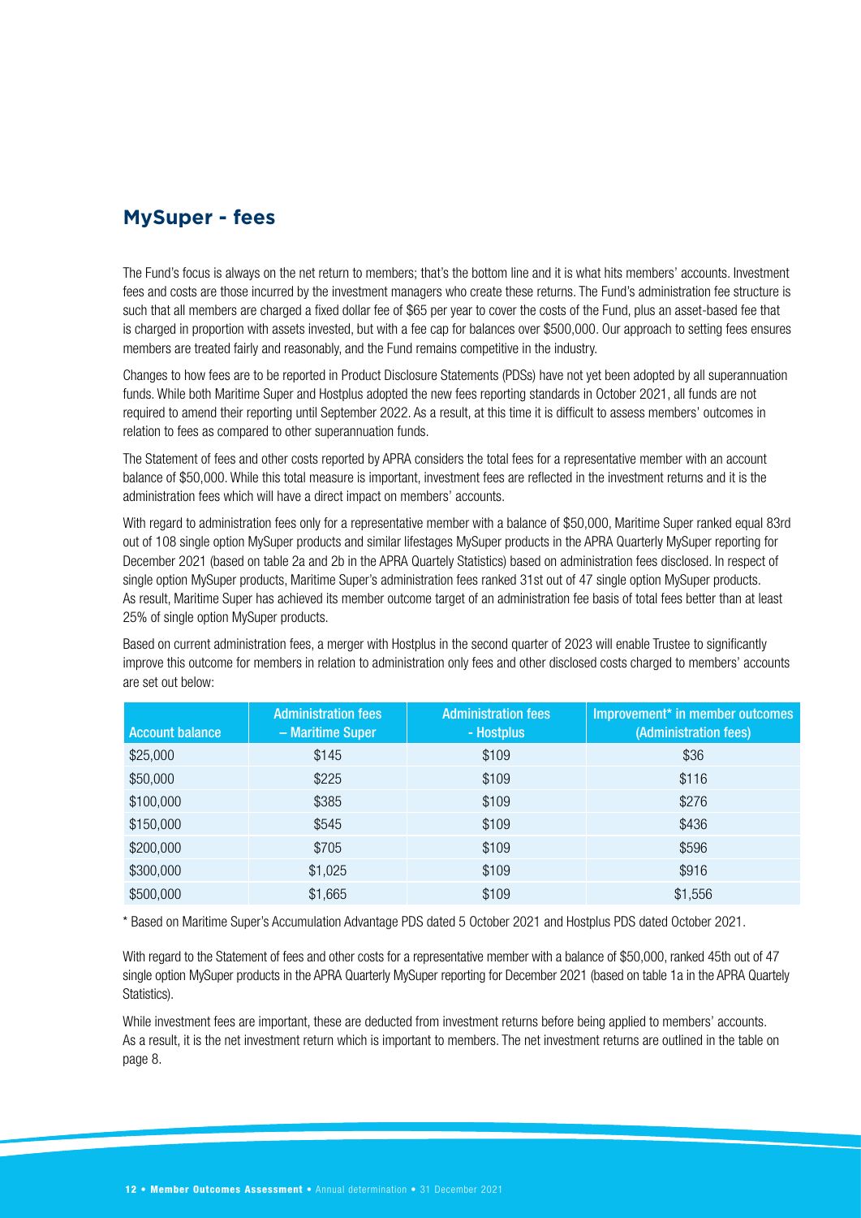## MySuper - fees

The Fund's focus is always on the net return to members; that's the bottom line and it is what hits members' accounts. Investment fees and costs are those incurred by the investment managers who create these returns. The Fund's administration fee structure is such that all members are charged a fixed dollar fee of $65 per year to cover the costs of the Fund, plus an asset-based fee that is charged in proportion with assets invested, but with a fee cap for balances over $500,000. Our approach to setting fees ensures members are treated fairly and reasonably, and the Fund remains competitive in the industry.

Changes to how fees are to be reported in Product Disclosure Statements (PDSs) have not yet been adopted by all superannuation funds. While both Maritime Super and Hostplus adopted the new fees reporting standards in October 2021, all funds are not required to amend their reporting until September 2022. As a result, at this time it is difficult to assess members' outcomes in relation to fees as compared to other superannuation funds.

The Statement of fees and other costs reported by APRA considers the total fees for a representative member with an account balance of $50,000. While this total measure is important, investment fees are reflected in the investment returns and it is the administration fees which will have a direct impact on members' accounts.

With regard to administration fees only for a representative member with a balance of $50,000, Maritime Super ranked equal 83rd out of 108 single option MySuper products and similar lifestages MySuper products in the APRA Quarterly MySuper reporting for December 2021 (based on table 2a and 2b in the APRA Quartely Statistics) based on administration fees disclosed. In respect of single option MySuper products, Maritime Super's administration fees ranked 31st out of 47 single option MySuper products. As result, Maritime Super has achieved its member outcome target of an administration fee basis of total fees better than at least 25% of single option MySuper products.

Based on current administration fees, a merger with Hostplus in the second quarter of 2023 will enable Trustee to significantly improve this outcome for members in relation to administration only fees and other disclosed costs charged to members' accounts are set out below:

| Account balance | Administration fees – Maritime Super | Administration fees - Hostplus | Improvement* in member outcomes (Administration fees) |
|---|---|---|---|
| $25,000 | $145 | $109 | $36 |
| $50,000 | $225 | $109 | $116 |
| $100,000 | $385 | $109 | $276 |
| $150,000 | $545 | $109 | $436 |
| $200,000 | $705 | $109 | $596 |
| $300,000 | $1,025 | $109 | $916 |
| $500,000 | $1,665 | $109 | $1,556 |

* Based on Maritime Super's Accumulation Advantage PDS dated 5 October 2021 and Hostplus PDS dated October 2021.

With regard to the Statement of fees and other costs for a representative member with a balance of $50,000, ranked 45th out of 47 single option MySuper products in the APRA Quarterly MySuper reporting for December 2021 (based on table 1a in the APRA Quartely Statistics).

While investment fees are important, these are deducted from investment returns before being applied to members' accounts. As a result, it is the net investment return which is important to members. The net investment returns are outlined in the table on page 8.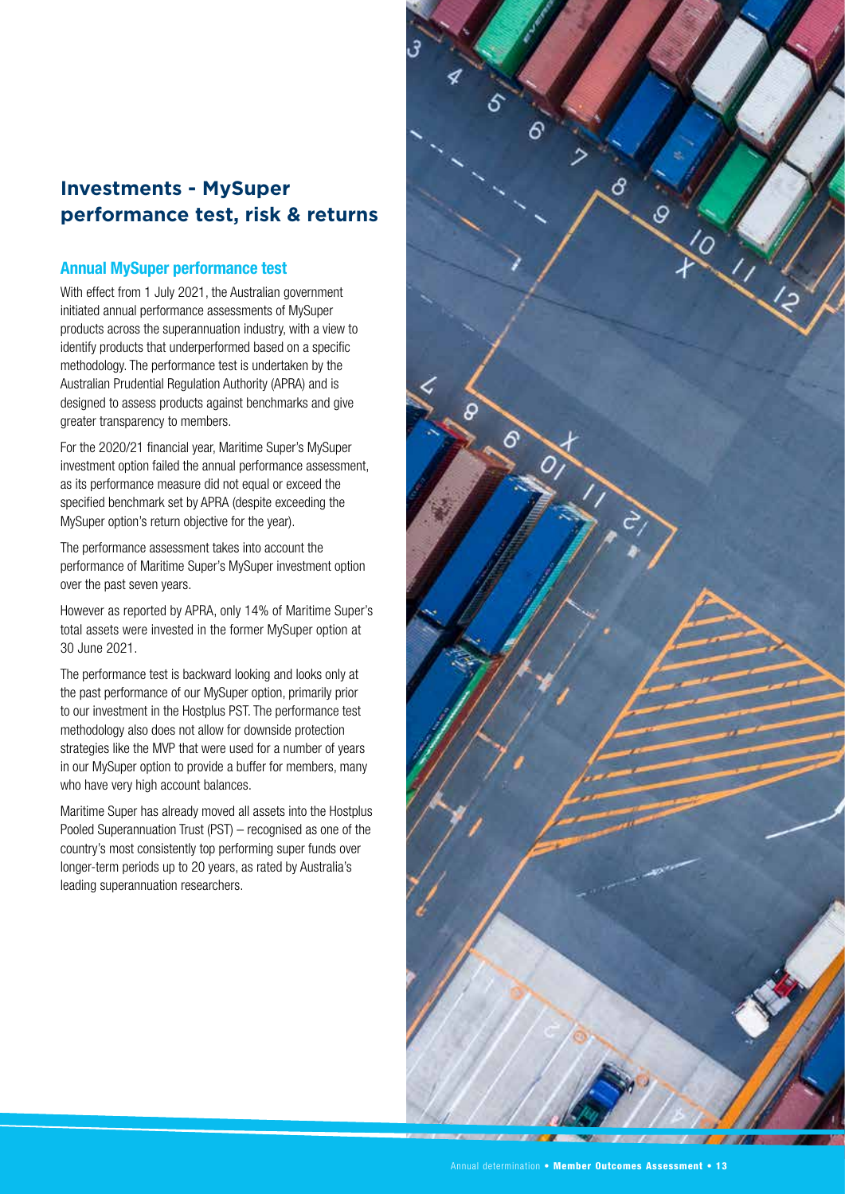## Investments - MySuper performance test, risk & returns

### Annual MySuper performance test

With effect from 1 July 2021, the Australian government initiated annual performance assessments of MySuper products across the superannuation industry, with a view to identify products that underperformed based on a specific methodology. The performance test is undertaken by the Australian Prudential Regulation Authority (APRA) and is designed to assess products against benchmarks and give greater transparency to members.

For the 2020/21 financial year, Maritime Super's MySuper investment option failed the annual performance assessment, as its performance measure did not equal or exceed the specified benchmark set by APRA (despite exceeding the MySuper option's return objective for the year).

The performance assessment takes into account the performance of Maritime Super's MySuper investment option over the past seven years.

However as reported by APRA, only 14% of Maritime Super's total assets were invested in the former MySuper option at 30 June 2021.

The performance test is backward looking and looks only at the past performance of our MySuper option, primarily prior to our investment in the Hostplus PST. The performance test methodology also does not allow for downside protection strategies like the MVP that were used for a number of years in our MySuper option to provide a buffer for members, many who have very high account balances.

Maritime Super has already moved all assets into the Hostplus Pooled Superannuation Trust (PST) – recognised as one of the country's most consistently top performing super funds over longer-term periods up to 20 years, as rated by Australia's leading superannuation researchers.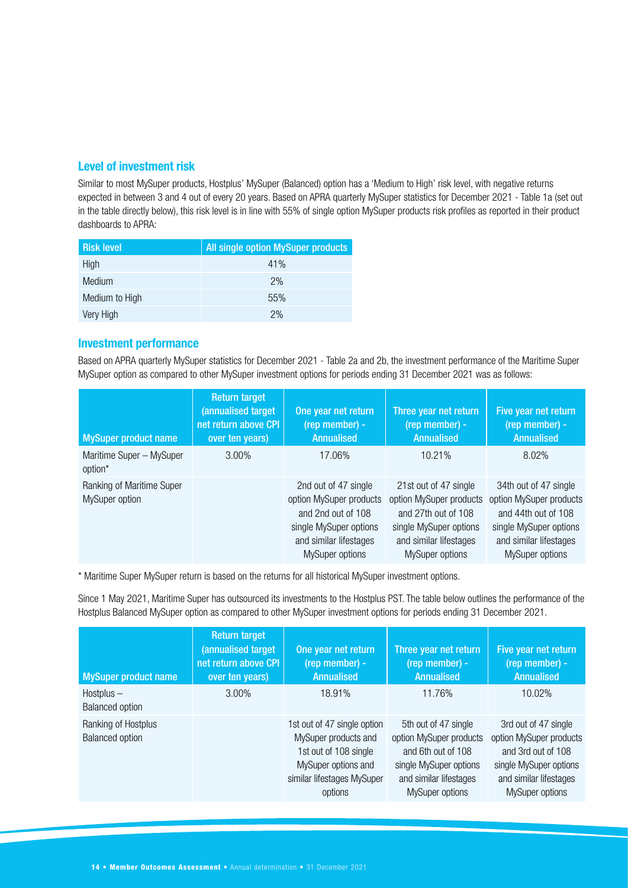## Level of investment risk

Similar to most MySuper products, Hostplus' MySuper (Balanced) option has a 'Medium to High' risk level, with negative returns expected in between 3 and 4 out of every 20 years. Based on APRA quarterly MySuper statistics for December 2021 - Table 1a (set out in the table directly below), this risk level is in line with 55% of single option MySuper products risk profiles as reported in their product dashboards to APRA:

| Risk level | All single option MySuper products |
|---|---|
| High | 41% |
| Medium | 2% |
| Medium to High | 55% |
| Very High | 2% |

## Investment performance

Based on APRA quarterly MySuper statistics for December 2021 - Table 2a and 2b, the investment performance of the Maritime Super MySuper option as compared to other MySuper investment options for periods ending 31 December 2021 was as follows:

| MySuper product name | Return target (annualised target net return above CPI over ten years) | One year net return (rep member) - Annualised | Three year net return (rep member) - Annualised | Five year net return (rep member) - Annualised |
|---|---|---|---|---|
| Maritime Super – MySuper option* | 3.00% | 17.06% | 10.21% | 8.02% |
| Ranking of Maritime Super MySuper option | | 2nd out of 47 single option MySuper products and 2nd out of 108 single MySuper options and similar lifestages MySuper options | 21st out of 47 single option MySuper products and 27th out of 108 single MySuper options and similar lifestages MySuper options | 34th out of 47 single option MySuper products and 44th out of 108 single MySuper options and similar lifestages MySuper options |

* Maritime Super MySuper return is based on the returns for all historical MySuper investment options.

Since 1 May 2021, Maritime Super has outsourced its investments to the Hostplus PST. The table below outlines the performance of the Hostplus Balanced MySuper option as compared to other MySuper investment options for periods ending 31 December 2021.

| MySuper product name | Return target (annualised target net return above CPI over ten years) | One year net return (rep member) - Annualised | Three year net return (rep member) - Annualised | Five year net return (rep member) - Annualised |
|---|---|---|---|---|
| Hostplus – Balanced option | 3.00% | 18.91% | 11.76% | 10.02% |
| Ranking of Hostplus Balanced option | | 1st out of 47 single option MySuper products and 1st out of 108 single MySuper options and similar lifestages MySuper options | 5th out of 47 single option MySuper products and 6th out of 108 single MySuper options and similar lifestages MySuper options | 3rd out of 47 single option MySuper products and 3rd out of 108 single MySuper options and similar lifestages MySuper options |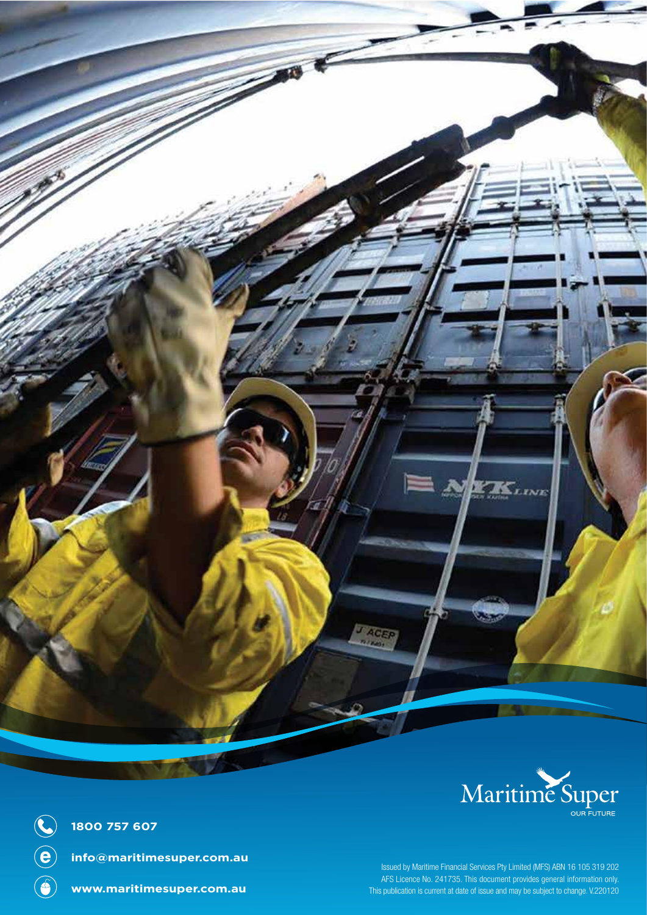Maritime Super
OUR FUTURE

1800 757 607

info@maritimesuper.com.au

www.maritimesuper.com.au

Issued by Maritime Financial Services Pty Limited (MFS) ABN 16 105 319 202 AFS Licence No. 241735. This document provides general information only. This publication is current at date of issue and may be subject to change. V.220120